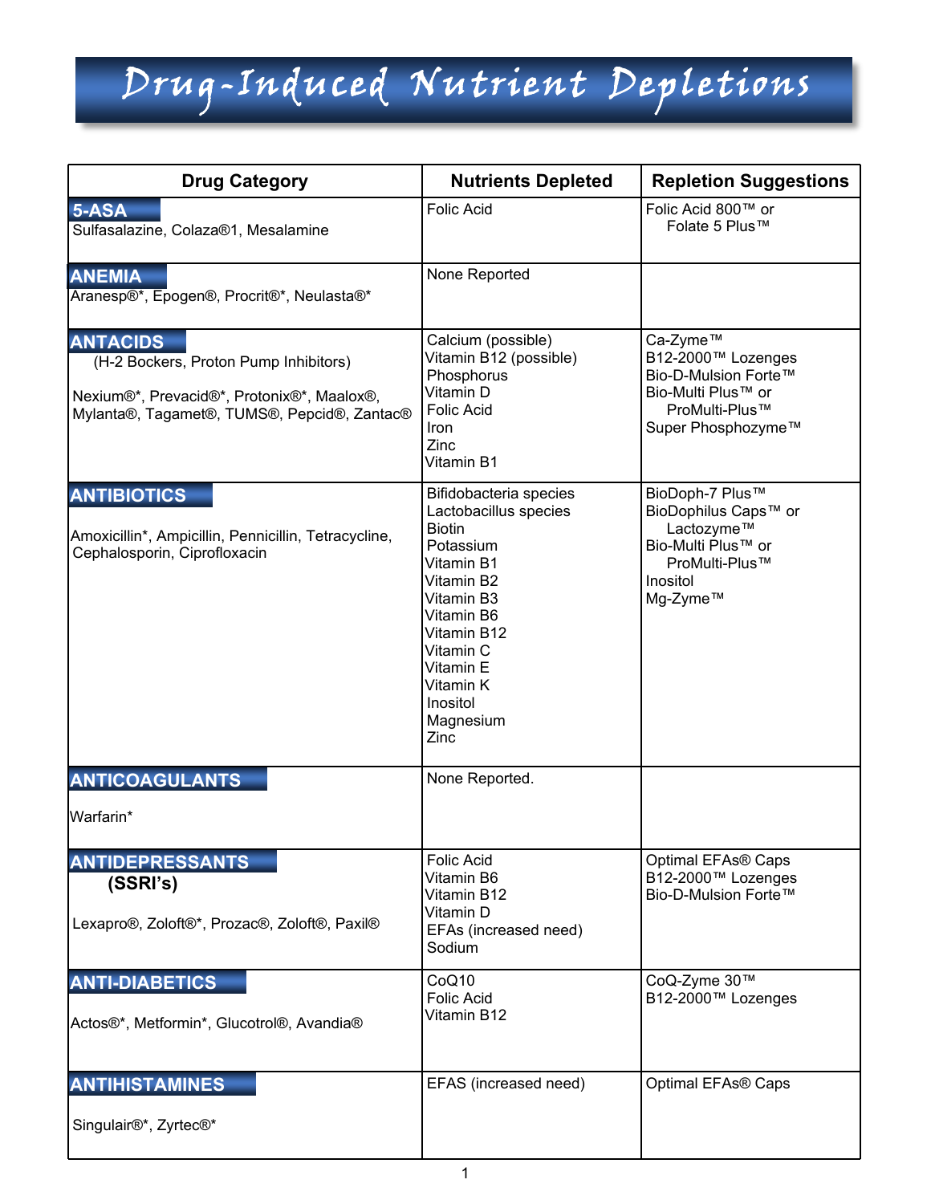# Drug-Induced Nutrient Depletions

| Drug Category | Nutrients Depleted | Repletion Suggestions |
|---|---|---|
| **5-ASA**<br>Sulfasalazine, Colaza®1, Mesalamine | Folic Acid | Folic Acid 800™ or<br>Folate 5 Plus™ |
| **ANEMIA**<br>Aranesp®*, Epogen®, Procrit®*, Neulasta®* | None Reported | |
| **ANTACIDS**<br>(H-2 Bockers, Proton Pump Inhibitors)<br><br>Nexium®*, Prevacid®*, Protonix®*, Maalox®, Mylanta®, Tagamet®, TUMS®, Pepcid®, Zantac® | Calcium (possible)<br>Vitamin B12 (possible)<br>Phosphorus<br>Vitamin D<br>Folic Acid<br>Iron<br>Zinc<br>Vitamin B1 | Ca-Zyme™<br>B12-2000™ Lozenges<br>Bio-D-Mulsion Forte™<br>Bio-Multi Plus™ or<br>ProMulti-Plus™<br>Super Phosphozyme™ |
| **ANTIBIOTICS**<br><br>Amoxicillin*, Ampicillin, Pennicillin, Tetracycline, Cephalosporin, Ciprofloxacin | Bifidobacteria species<br>Lactobacillus species<br>Biotin<br>Potassium<br>Vitamin B1<br>Vitamin B2<br>Vitamin B3<br>Vitamin B6<br>Vitamin B12<br>Vitamin C<br>Vitamin E<br>Vitamin K<br>Inositol<br>Magnesium<br>Zinc | BioDoph-7 Plus™<br>BioDophilus Caps™ or<br>Lactozyme™<br>Bio-Multi Plus™ or<br>ProMulti-Plus™<br>Inositol<br>Mg-Zyme™ |
| **ANTICOAGULANTS**<br><br>Warfarin* | None Reported. | |
| **ANTIDEPRESSANTS**<br>**(SSRI's)**<br><br>Lexapro®, Zoloft®*, Prozac®, Zoloft®, Paxil® | Folic Acid<br>Vitamin B6<br>Vitamin B12<br>Vitamin D<br>EFAs (increased need)<br>Sodium | Optimal EFAs® Caps<br>B12-2000™ Lozenges<br>Bio-D-Mulsion Forte™ |
| **ANTI-DIABETICS**<br><br>Actos®*, Metformin*, Glucotrol®, Avandia® | CoQ10<br>Folic Acid<br>Vitamin B12 | CoQ-Zyme 30™<br>B12-2000™ Lozenges |
| **ANTIHISTAMINES**<br><br>Singulair®*, Zyrtec®* | EFAS (increased need) | Optimal EFAs® Caps |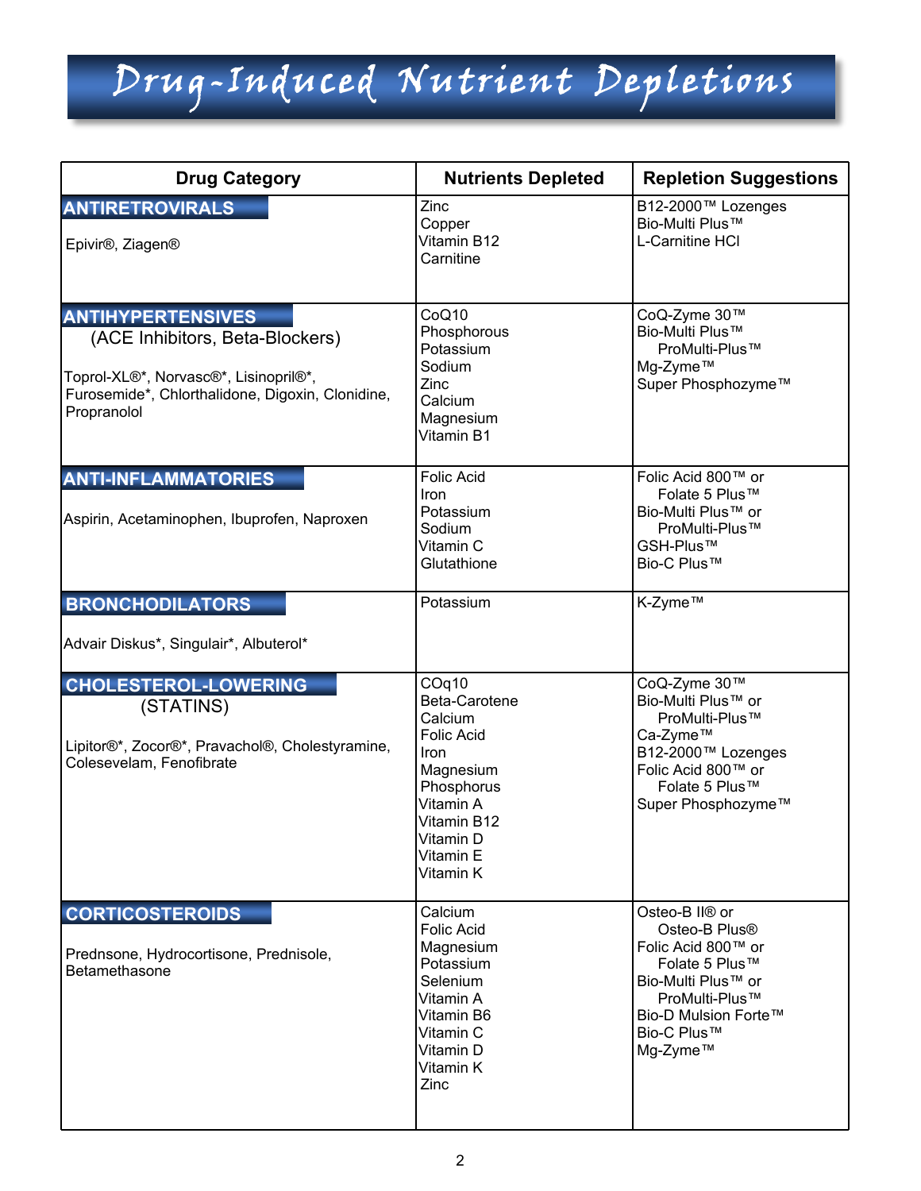# Drug-Induced Nutrient Depletions

| Drug Category | Nutrients Depleted | Repletion Suggestions |
|---|---|---|
| **ANTIRETROVIRALS**<br><br>Epivir®, Ziagen® | Zinc<br>Copper<br>Vitamin B12<br>Carnitine | B12-2000™ Lozenges<br>Bio-Multi Plus™<br>L-Carnitine HCl |
| **ANTIHYPERTENSIVES**<br>(ACE Inhibitors, Beta-Blockers)<br><br>Toprol-XL®*, Norvasc®*, Lisinopril®*, Furosemide*, Chlorthalidone, Digoxin, Clonidine, Propranolol | CoQ10<br>Phosphorous<br>Potassium<br>Sodium<br>Zinc<br>Calcium<br>Magnesium<br>Vitamin B1 | CoQ-Zyme 30™<br>Bio-Multi Plus™<br>ProMulti-Plus™<br>Mg-Zyme™<br>Super Phosphozyme™ |
| **ANTI-INFLAMMATORIES**<br><br>Aspirin, Acetaminophen, Ibuprofen, Naproxen | Folic Acid<br>Iron<br>Potassium<br>Sodium<br>Vitamin C<br>Glutathione | Folic Acid 800™ or<br>Folate 5 Plus™<br>Bio-Multi Plus™ or<br>ProMulti-Plus™<br>GSH-Plus™<br>Bio-C Plus™ |
| **BRONCHODILATORS**<br><br>Advair Diskus*, Singulair*, Albuterol* | Potassium | K-Zyme™ |
| **CHOLESTEROL-LOWERING**<br>(STATINS)<br><br>Lipitor®*, Zocor®*, Pravachol®, Cholestyramine, Colesevelam, Fenofibrate | COq10<br>Beta-Carotene<br>Calcium<br>Folic Acid<br>Iron<br>Magnesium<br>Phosphorus<br>Vitamin A<br>Vitamin B12<br>Vitamin D<br>Vitamin E<br>Vitamin K | CoQ-Zyme 30™<br>Bio-Multi Plus™ or<br>ProMulti-Plus™<br>Ca-Zyme™<br>B12-2000™ Lozenges<br>Folic Acid 800™ or<br>Folate 5 Plus™<br>Super Phosphozyme™ |
| **CORTICOSTEROIDS**<br><br>Prednsone, Hydrocortisone, Prednisole, Betamethasone | Calcium<br>Folic Acid<br>Magnesium<br>Potassium<br>Selenium<br>Vitamin A<br>Vitamin B6<br>Vitamin C<br>Vitamin D<br>Vitamin K<br>Zinc | Osteo-B II® or<br>Osteo-B Plus®<br>Folic Acid 800™ or<br>Folate 5 Plus™<br>Bio-Multi Plus™ or<br>ProMulti-Plus™<br>Bio-D Mulsion Forte™<br>Bio-C Plus™<br>Mg-Zyme™ |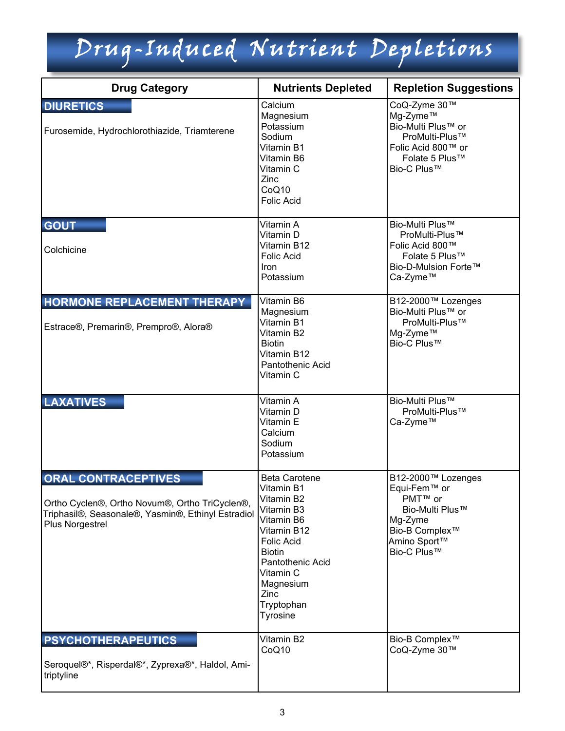# Drug-Induced Nutrient Depletions

| Drug Category | Nutrients Depleted | Repletion Suggestions |
|---|---|---|
| **DIURETICS**<br><br>Furosemide, Hydrochlorothiazide, Triamterene | Calcium<br>Magnesium<br>Potassium<br>Sodium<br>Vitamin B1<br>Vitamin B6<br>Vitamin C<br>Zinc<br>CoQ10<br>Folic Acid | CoQ-Zyme 30™<br>Mg-Zyme™<br>Bio-Multi Plus™ or<br>ProMulti-Plus™<br>Folic Acid 800™ or<br>Folate 5 Plus™<br>Bio-C Plus™ |
| **GOUT**<br><br>Colchicine | Vitamin A<br>Vitamin D<br>Vitamin B12<br>Folic Acid<br>Iron<br>Potassium | Bio-Multi Plus™<br>ProMulti-Plus™<br>Folic Acid 800™<br>Folate 5 Plus™<br>Bio-D-Mulsion Forte™<br>Ca-Zyme™ |
| **HORMONE REPLACEMENT THERAPY**<br><br>Estrace®, Premarin®, Prempro®, Alora® | Vitamin B6<br>Magnesium<br>Vitamin B1<br>Vitamin B2<br>Biotin<br>Vitamin B12<br>Pantothenic Acid<br>Vitamin C | B12-2000™ Lozenges<br>Bio-Multi Plus™ or<br>ProMulti-Plus™<br>Mg-Zyme™<br>Bio-C Plus™ |
| **LAXATIVES** | Vitamin A<br>Vitamin D<br>Vitamin E<br>Calcium<br>Sodium<br>Potassium | Bio-Multi Plus™<br>ProMulti-Plus™<br>Ca-Zyme™ |
| **ORAL CONTRACEPTIVES**<br><br>Ortho Cyclen®, Ortho Novum®, Ortho TriCyclen®, Triphasil®, Seasonale®, Yasmin®, Ethinyl Estradiol Plus Norgestrel | Beta Carotene<br>Vitamin B1<br>Vitamin B2<br>Vitamin B3<br>Vitamin B6<br>Vitamin B12<br>Folic Acid<br>Biotin<br>Pantothenic Acid<br>Vitamin C<br>Magnesium<br>Zinc<br>Tryptophan<br>Tyrosine | B12-2000™ Lozenges<br>Equi-Fem™ or<br>PMT™ or<br>Bio-Multi Plus™<br>Mg-Zyme<br>Bio-B Complex™<br>Amino Sport™<br>Bio-C Plus™ |
| **PSYCHOTHERAPEUTICS**<br><br>Seroquel®*, Risperdal®*, Zyprexa®*, Haldol, Amitriptyline | Vitamin B2<br>CoQ10 | Bio-B Complex™<br>CoQ-Zyme 30™ |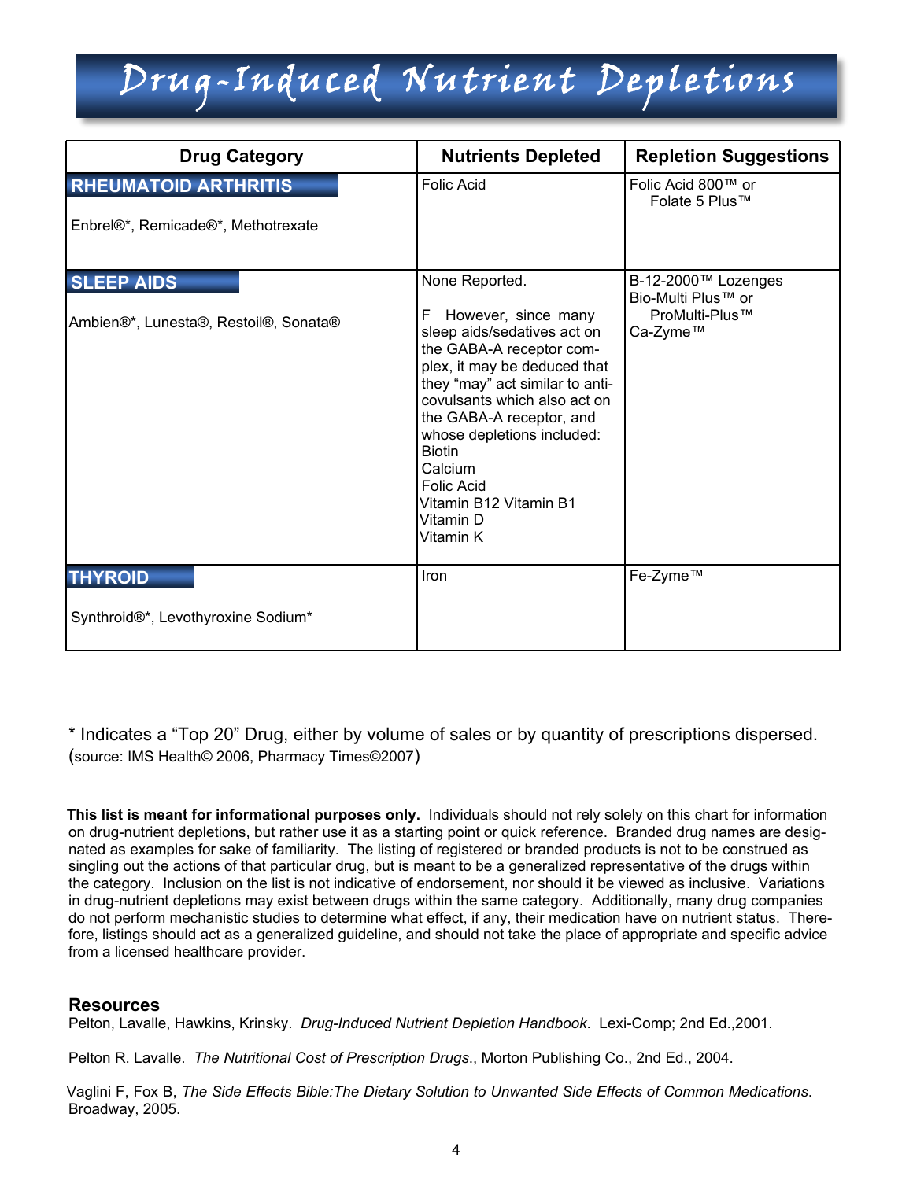# Drug-Induced Nutrient Depletions

| Drug Category | Nutrients Depleted | Repletion Suggestions |
|---|---|---|
| **RHEUMATOID ARTHRITIS**<br><br>Enbrel®*, Remicade®*, Methotrexate | Folic Acid | Folic Acid 800™ or<br>Folate 5 Plus™ |
| **SLEEP AIDS**<br><br>Ambien®*, Lunesta®, Restoil®, Sonata® | None Reported.<br><br>F However, since many sleep aids/sedatives act on the GABA-A receptor complex, it may be deduced that they "may" act similar to anticovulsants which also act on the GABA-A receptor, and whose depletions included:<br>Biotin<br>Calcium<br>Folic Acid<br>Vitamin B12 Vitamin B1<br>Vitamin D<br>Vitamin K | B-12-2000™ Lozenges<br>Bio-Multi Plus™ or<br>ProMulti-Plus™<br>Ca-Zyme™ |
| **THYROID**<br><br>Synthroid®*, Levothyroxine Sodium* | Iron | Fe-Zyme™ |

\* Indicates a "Top 20" Drug, either by volume of sales or by quantity of prescriptions dispersed. (source: IMS Health© 2006, Pharmacy Times©2007)

**This list is meant for informational purposes only.** Individuals should not rely solely on this chart for information on drug-nutrient depletions, but rather use it as a starting point or quick reference. Branded drug names are designated as examples for sake of familiarity. The listing of registered or branded products is not to be construed as singling out the actions of that particular drug, but is meant to be a generalized representative of the drugs within the category. Inclusion on the list is not indicative of endorsement, nor should it be viewed as inclusive. Variations in drug-nutrient depletions may exist between drugs within the same category. Additionally, many drug companies do not perform mechanistic studies to determine what effect, if any, their medication have on nutrient status. Therefore, listings should act as a generalized guideline, and should not take the place of appropriate and specific advice from a licensed healthcare provider.

## Resources

Pelton, Lavalle, Hawkins, Krinsky. *Drug-Induced Nutrient Depletion Handbook*. Lexi-Comp; 2nd Ed.,2001.

Pelton R. Lavalle. *The Nutritional Cost of Prescription Drugs*., Morton Publishing Co., 2nd Ed., 2004.

Vaglini F, Fox B, *The Side Effects Bible:The Dietary Solution to Unwanted Side Effects of Common Medications*. Broadway, 2005.